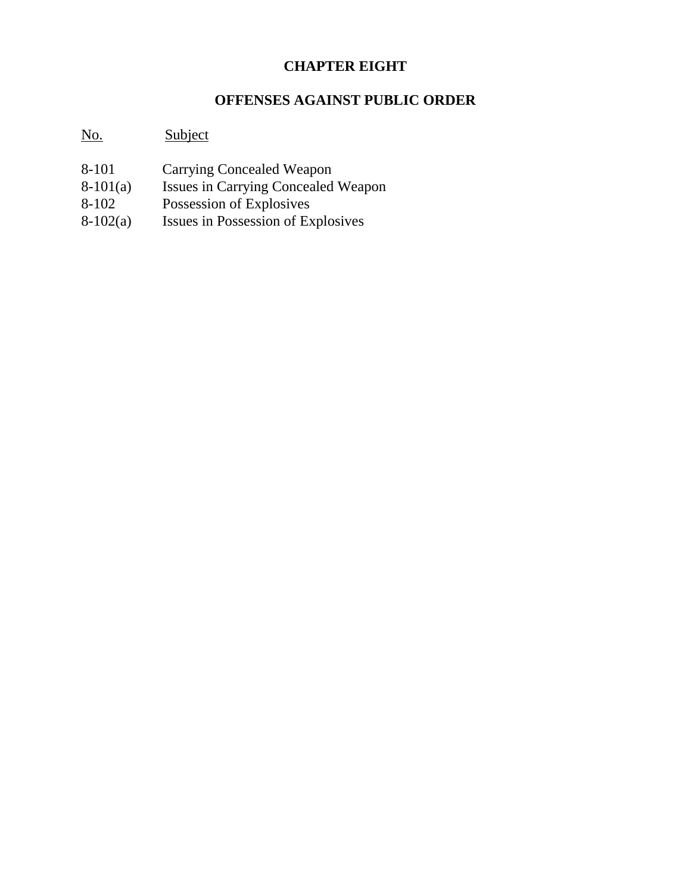# CHAPTER EIGHT

## OFFENSES AGAINST PUBLIC ORDER

| No. | Subject |
| --- | --- |
| 8-101 | Carrying Concealed Weapon |
| 8-101(a) | Issues in Carrying Concealed Weapon |
| 8-102 | Possession of Explosives |
| 8-102(a) | Issues in Possession of Explosives |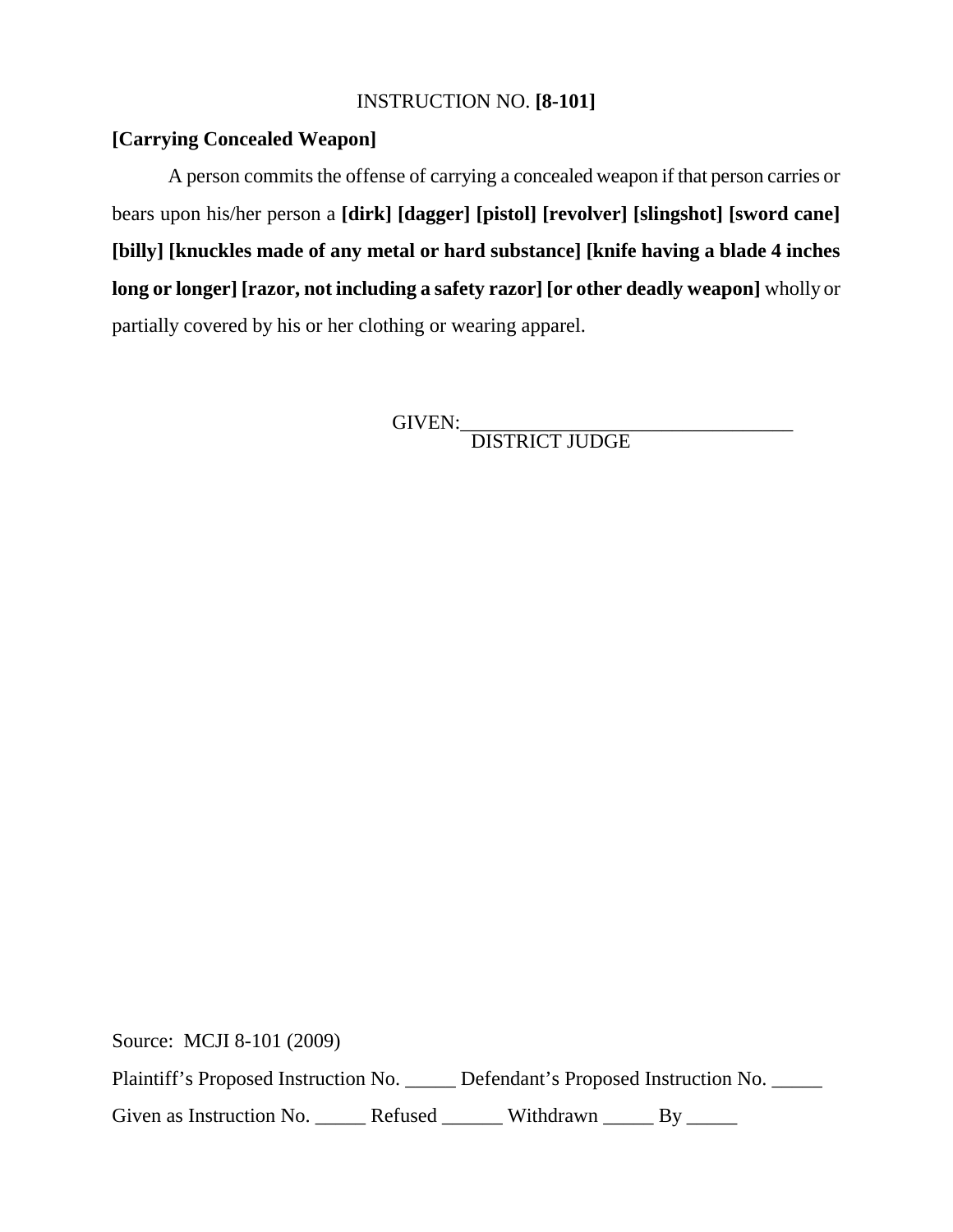INSTRUCTION NO. **[8-101]**

**[Carrying Concealed Weapon]**

A person commits the offense of carrying a concealed weapon if that person carries or bears upon his/her person a **[dirk] [dagger] [pistol] [revolver] [slingshot] [sword cane] [billy] [knuckles made of any metal or hard substance] [knife having a blade 4 inches long or longer] [razor, not including a safety razor] [or other deadly weapon]** wholly or partially covered by his or her clothing or wearing apparel.

GIVEN:\_\_\_\_\_\_\_\_\_\_\_\_\_\_\_\_\_\_\_\_\_\_\_\_\_\_\_\_\_\_\_\_\_\_
DISTRICT JUDGE

Source: MCJI 8-101 (2009)

Plaintiff's Proposed Instruction No. \_\_\_\_\_ Defendant's Proposed Instruction No. \_\_\_\_\_

Given as Instruction No. \_\_\_\_\_ Refused \_\_\_\_\_\_ Withdrawn \_\_\_\_\_ By \_\_\_\_\_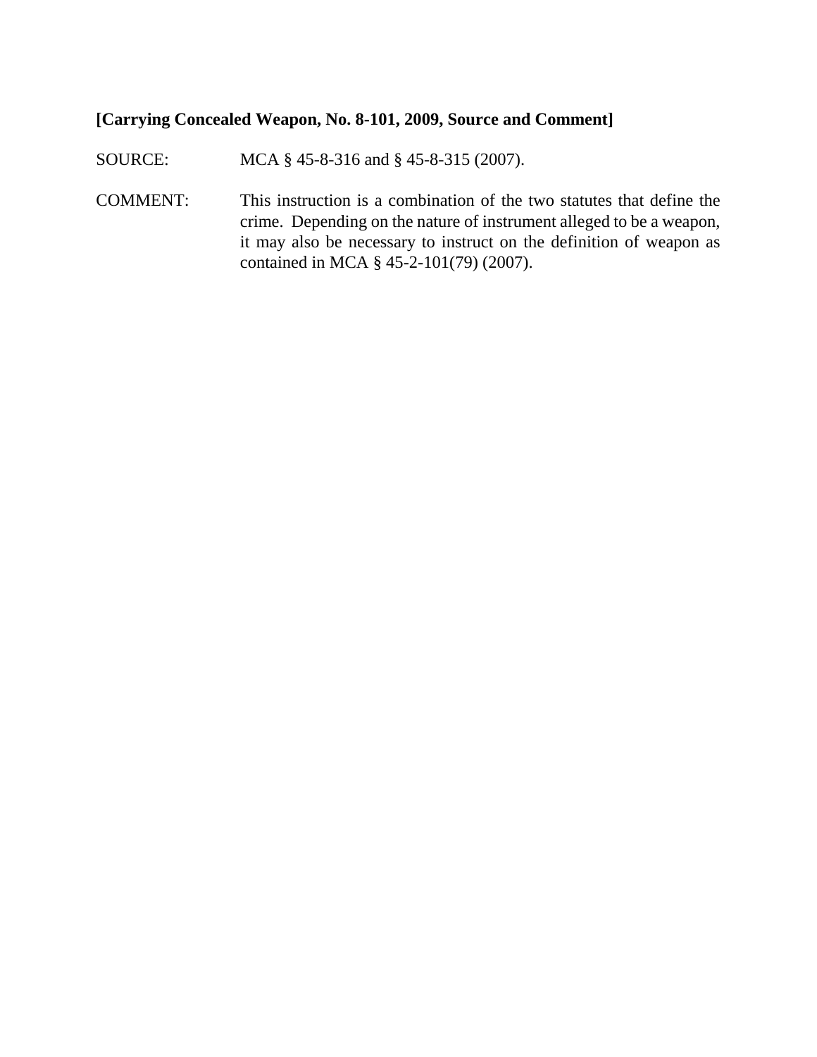**[Carrying Concealed Weapon, No. 8-101, 2009, Source and Comment]**

SOURCE: MCA § 45-8-316 and § 45-8-315 (2007).

COMMENT: This instruction is a combination of the two statutes that define the crime. Depending on the nature of instrument alleged to be a weapon, it may also be necessary to instruct on the definition of weapon as contained in MCA § 45-2-101(79) (2007).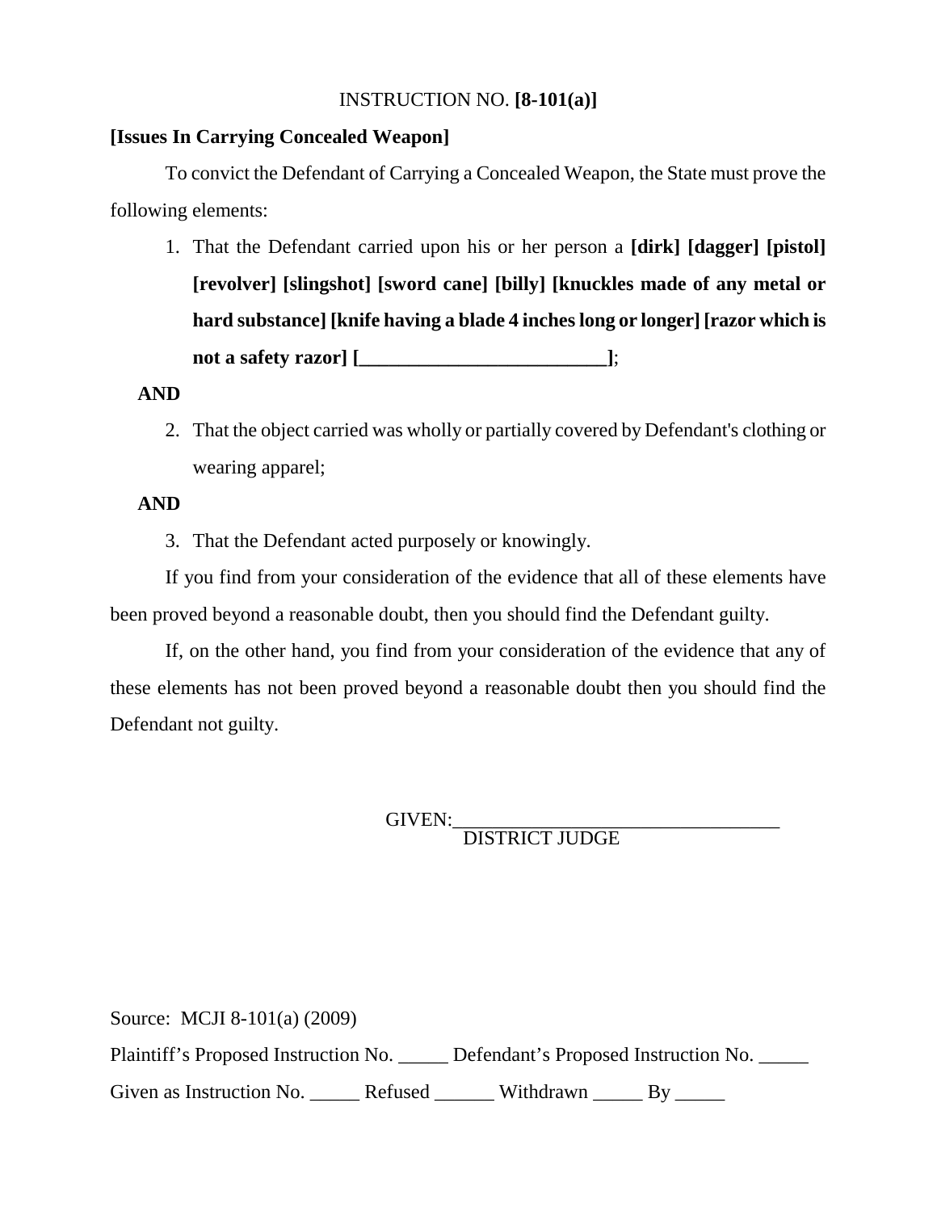INSTRUCTION NO. **[8-101(a)]**

**[Issues In Carrying Concealed Weapon]**

To convict the Defendant of Carrying a Concealed Weapon, the State must prove the following elements:

1. That the Defendant carried upon his or her person a **[dirk] [dagger] [pistol] [revolver] [slingshot] [sword cane] [billy] [knuckles made of any metal or hard substance] [knife having a blade 4 inches long or longer] [razor which is not a safety razor] [\_\_\_\_\_\_\_\_\_\_\_\_\_\_\_\_\_\_\_\_\_\_\_\_\_\_]**;

**AND**

2. That the object carried was wholly or partially covered by Defendant's clothing or wearing apparel;

**AND**

3. That the Defendant acted purposely or knowingly.

If you find from your consideration of the evidence that all of these elements have been proved beyond a reasonable doubt, then you should find the Defendant guilty.

If, on the other hand, you find from your consideration of the evidence that any of these elements has not been proved beyond a reasonable doubt then you should find the Defendant not guilty.

GIVEN:\_\_\_\_\_\_\_\_\_\_\_\_\_\_\_\_\_\_\_\_\_\_\_\_\_\_\_\_\_\_\_\_\_\_
DISTRICT JUDGE

Source: MCJI 8-101(a) (2009)

Plaintiff's Proposed Instruction No. \_\_\_\_\_ Defendant's Proposed Instruction No. \_\_\_\_\_

Given as Instruction No. \_\_\_\_\_ Refused \_\_\_\_\_\_ Withdrawn \_\_\_\_\_ By \_\_\_\_\_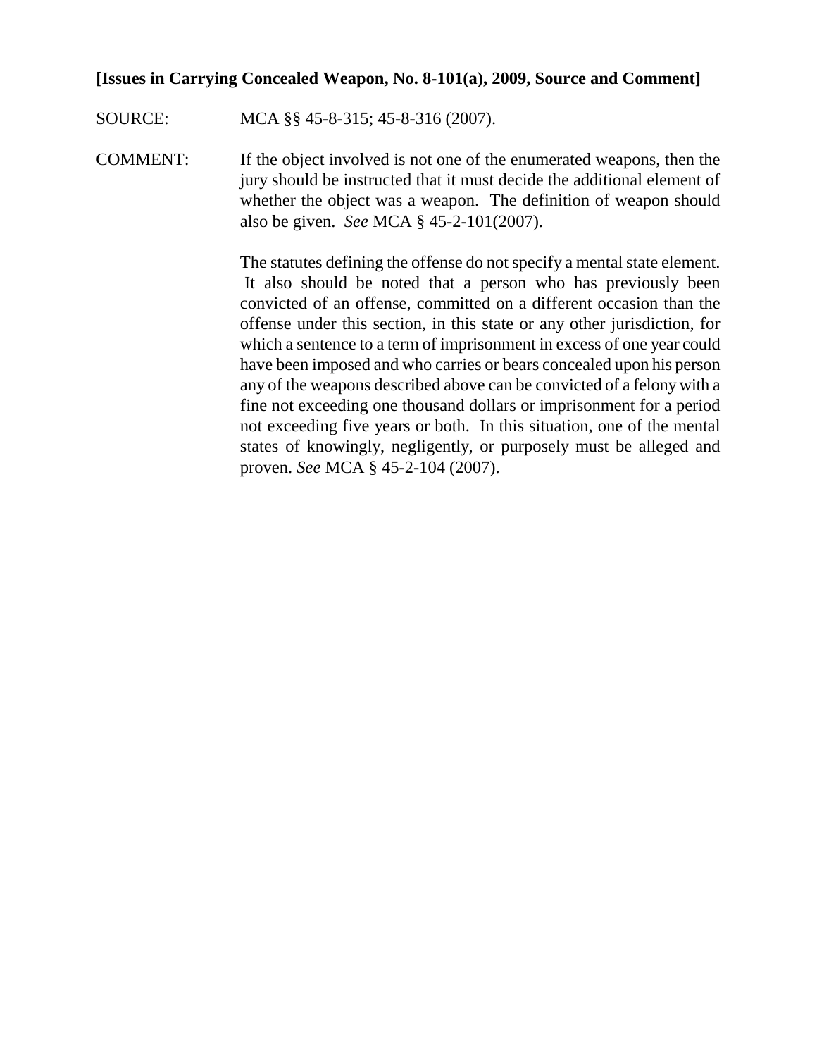**[Issues in Carrying Concealed Weapon, No. 8-101(a), 2009, Source and Comment]**

SOURCE: MCA §§ 45-8-315; 45-8-316 (2007).

COMMENT: If the object involved is not one of the enumerated weapons, then the jury should be instructed that it must decide the additional element of whether the object was a weapon. The definition of weapon should also be given. *See* MCA § 45-2-101(2007).

The statutes defining the offense do not specify a mental state element. It also should be noted that a person who has previously been convicted of an offense, committed on a different occasion than the offense under this section, in this state or any other jurisdiction, for which a sentence to a term of imprisonment in excess of one year could have been imposed and who carries or bears concealed upon his person any of the weapons described above can be convicted of a felony with a fine not exceeding one thousand dollars or imprisonment for a period not exceeding five years or both. In this situation, one of the mental states of knowingly, negligently, or purposely must be alleged and proven. *See* MCA § 45-2-104 (2007).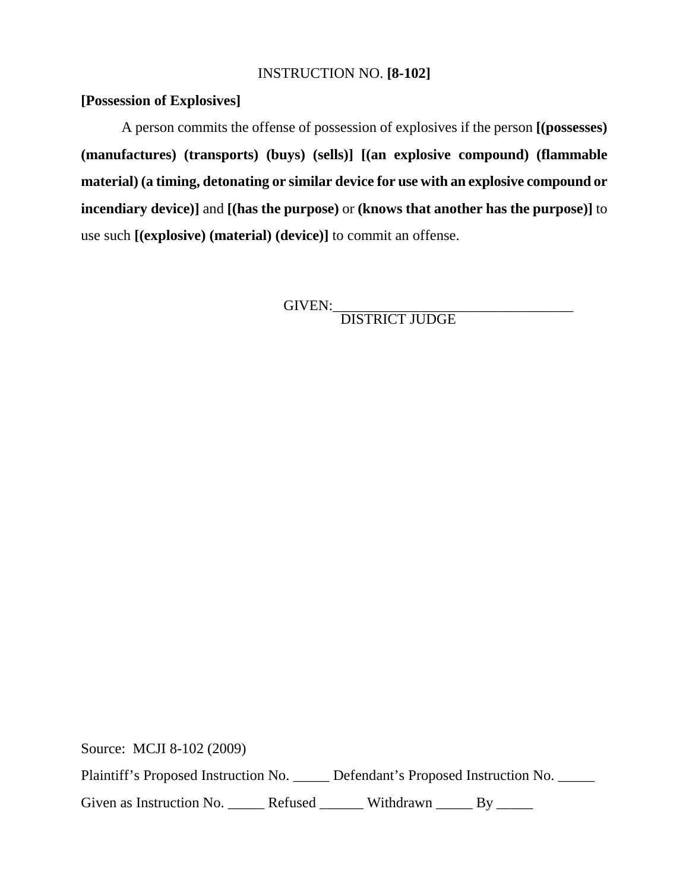INSTRUCTION NO. **[8-102]**

**[Possession of Explosives]**

A person commits the offense of possession of explosives if the person **[(possesses) (manufactures) (transports) (buys) (sells)] [(an explosive compound) (flammable material) (a timing, detonating or similar device for use with an explosive compound or incendiary device)]** and **[(has the purpose)** or **(knows that another has the purpose)]** to use such **[(explosive) (material) (device)]** to commit an offense.

GIVEN:\_\_\_\_\_\_\_\_\_\_\_\_\_\_\_\_\_\_\_\_\_\_\_\_\_\_\_\_\_\_\_\_\_\_
DISTRICT JUDGE

Source: MCJI 8-102 (2009)

Plaintiff's Proposed Instruction No. \_\_\_\_\_ Defendant's Proposed Instruction No. \_\_\_\_\_

Given as Instruction No. \_\_\_\_\_ Refused \_\_\_\_\_\_ Withdrawn \_\_\_\_\_ By \_\_\_\_\_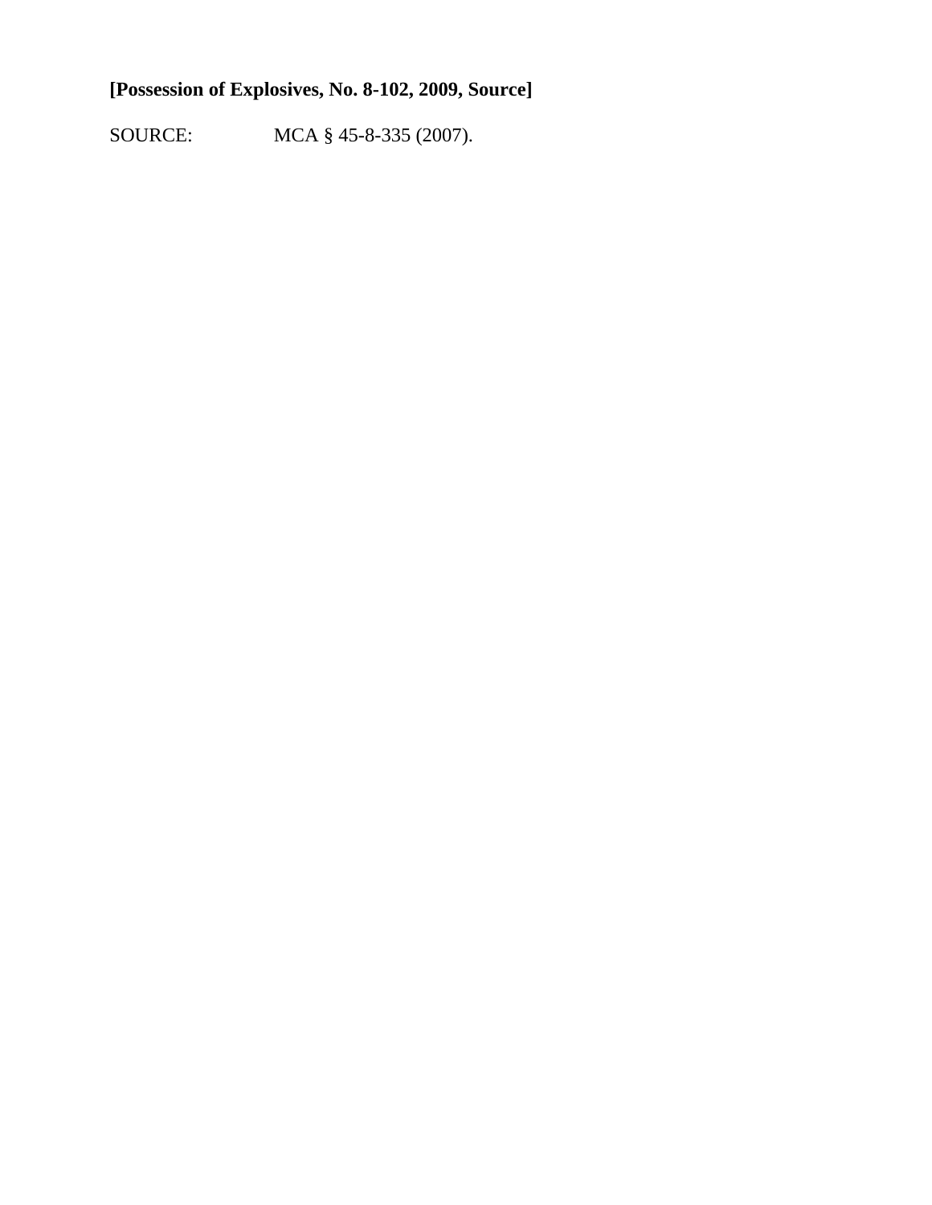**[Possession of Explosives, No. 8-102, 2009, Source]**

SOURCE: MCA § 45-8-335 (2007).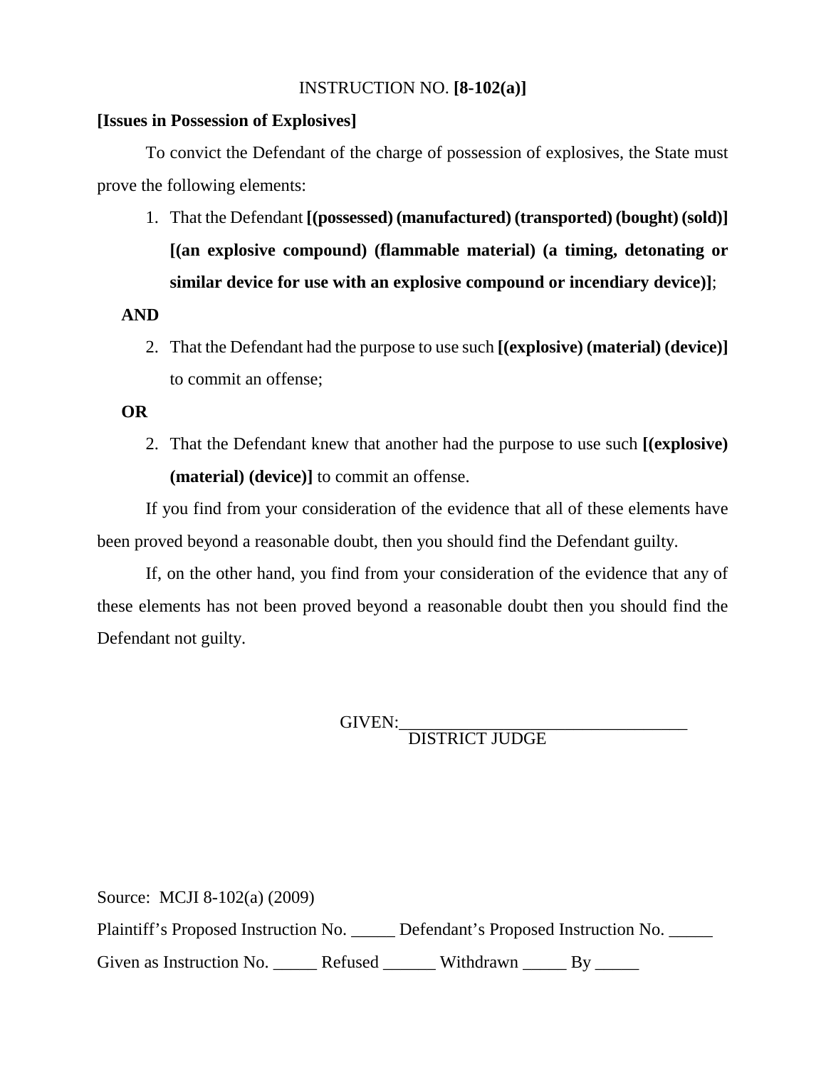INSTRUCTION NO. **[8-102(a)]**

**[Issues in Possession of Explosives]**

To convict the Defendant of the charge of possession of explosives, the State must prove the following elements:

1. That the Defendant **[(possessed) (manufactured) (transported) (bought) (sold)] [(an explosive compound) (flammable material) (a timing, detonating or similar device for use with an explosive compound or incendiary device)]**;

**AND**

2. That the Defendant had the purpose to use such **[(explosive) (material) (device)]** to commit an offense;

**OR**

2. That the Defendant knew that another had the purpose to use such **[(explosive) (material) (device)]** to commit an offense.

If you find from your consideration of the evidence that all of these elements have been proved beyond a reasonable doubt, then you should find the Defendant guilty.

If, on the other hand, you find from your consideration of the evidence that any of these elements has not been proved beyond a reasonable doubt then you should find the Defendant not guilty.

GIVEN:\_\_\_\_\_\_\_\_\_\_\_\_\_\_\_\_\_\_\_\_\_\_\_\_\_\_\_\_\_\_\_\_\_\_
DISTRICT JUDGE

Source: MCJI 8-102(a) (2009)

Plaintiff's Proposed Instruction No. \_\_\_\_\_ Defendant's Proposed Instruction No. \_\_\_\_\_

Given as Instruction No. \_\_\_\_\_ Refused \_\_\_\_\_\_ Withdrawn \_\_\_\_\_ By \_\_\_\_\_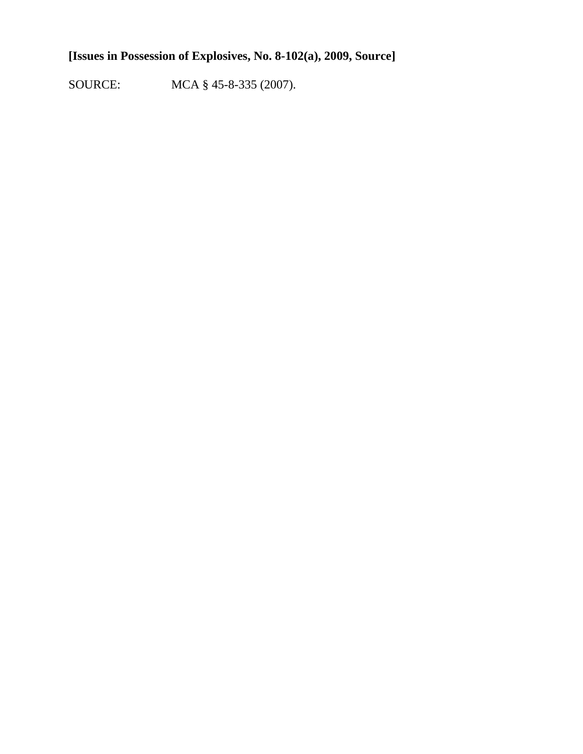**[Issues in Possession of Explosives, No. 8-102(a), 2009, Source]**

SOURCE: MCA § 45-8-335 (2007).